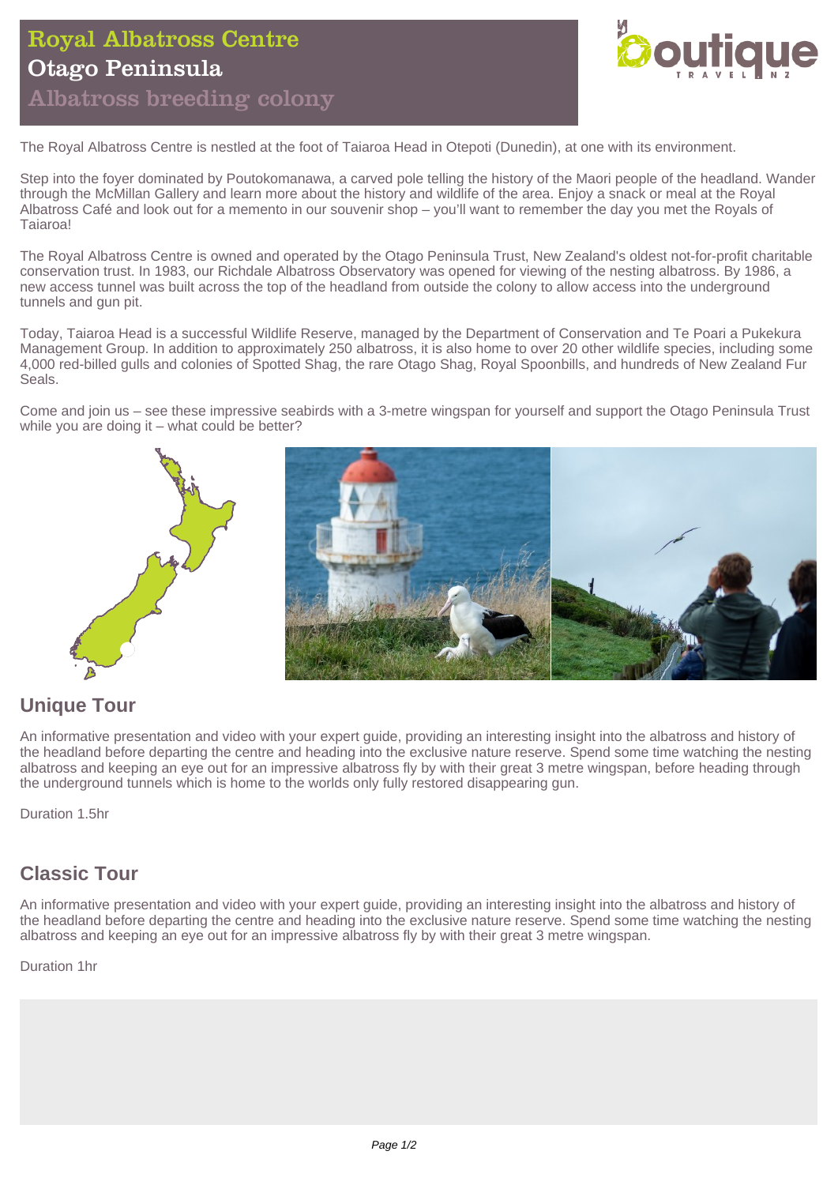# Royal Albatross Centre
## Otago Peninsula
### Albatross breeding colony

The Royal Albatross Centre is nestled at the foot of Taiaroa Head in Otepoti (Dunedin), at one with its environment.

Step into the foyer dominated by Poutokomanawa, a carved pole telling the history of the Maori people of the headland. Wander through the McMillan Gallery and learn more about the history and wildlife of the area. Enjoy a snack or meal at the Royal Albatross Café and look out for a memento in our souvenir shop – you'll want to remember the day you met the Royals of Taiaroa!

The Royal Albatross Centre is owned and operated by the Otago Peninsula Trust, New Zealand's oldest not-for-profit charitable conservation trust. In 1983, our Richdale Albatross Observatory was opened for viewing of the nesting albatross. By 1986, a new access tunnel was built across the top of the headland from outside the colony to allow access into the underground tunnels and gun pit.

Today, Taiaroa Head is a successful Wildlife Reserve, managed by the Department of Conservation and Te Poari a Pukekura Management Group. In addition to approximately 250 albatross, it is also home to over 20 other wildlife species, including some 4,000 red-billed gulls and colonies of Spotted Shag, the rare Otago Shag, Royal Spoonbills, and hundreds of New Zealand Fur Seals.

Come and join us – see these impressive seabirds with a 3-metre wingspan for yourself and support the Otago Peninsula Trust while you are doing it – what could be better?

## Unique Tour

An informative presentation and video with your expert guide, providing an interesting insight into the albatross and history of the headland before departing the centre and heading into the exclusive nature reserve. Spend some time watching the nesting albatross and keeping an eye out for an impressive albatross fly by with their great 3 metre wingspan, before heading through the underground tunnels which is home to the worlds only fully restored disappearing gun.

Duration 1.5hr

## Classic Tour

An informative presentation and video with your expert guide, providing an interesting insight into the albatross and history of the headland before departing the centre and heading into the exclusive nature reserve. Spend some time watching the nesting albatross and keeping an eye out for an impressive albatross fly by with their great 3 metre wingspan.

Duration 1hr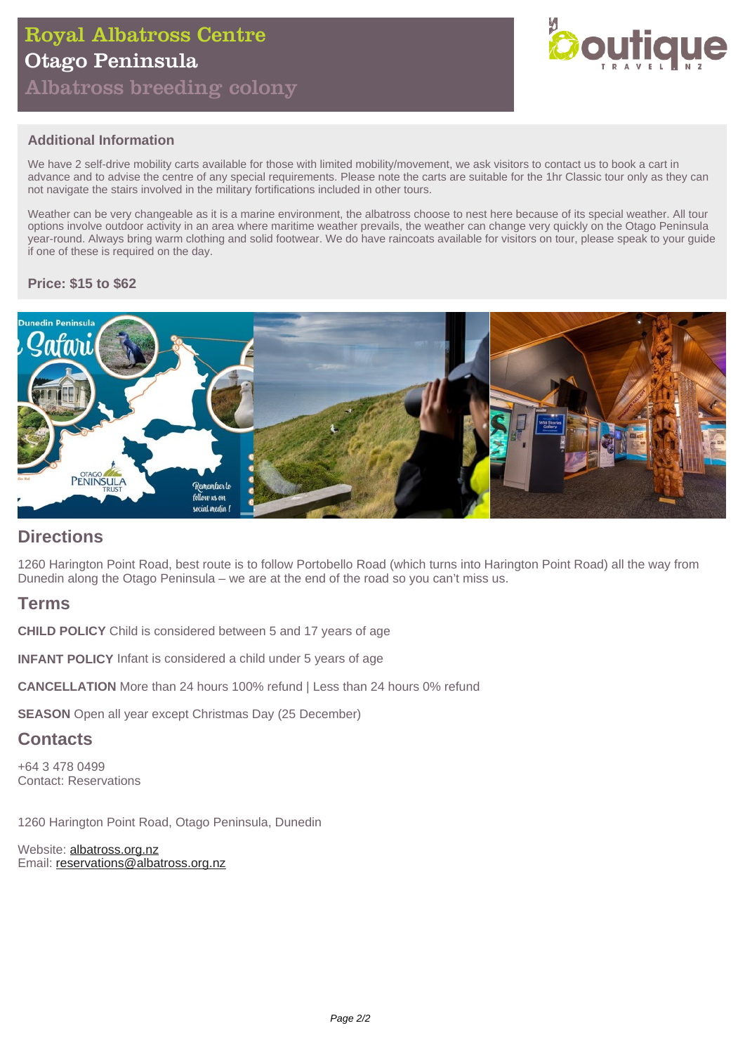# Royal Albatross Centre

## Otago Peninsula

### Albatross breeding colony

### Additional Information

We have 2 self-drive mobility carts available for those with limited mobility/movement, we ask visitors to contact us to book a cart in advance and to advise the centre of any special requirements. Please note the carts are suitable for the 1hr Classic tour only as they can not navigate the stairs involved in the military fortifications included in other tours.

Weather can be very changeable as it is a marine environment, the albatross choose to nest here because of its special weather. All tour options involve outdoor activity in an area where maritime weather prevails, the weather can change very quickly on the Otago Peninsula year-round. Always bring warm clothing and solid footwear. We do have raincoats available for visitors on tour, please speak to your guide if one of these is required on the day.

**Price: $15 to $62**

## Directions

1260 Harington Point Road, best route is to follow Portobello Road (which turns into Harington Point Road) all the way from Dunedin along the Otago Peninsula – we are at the end of the road so you can't miss us.

## Terms

**CHILD POLICY** Child is considered between 5 and 17 years of age

**INFANT POLICY** Infant is considered a child under 5 years of age

**CANCELLATION** More than 24 hours 100% refund | Less than 24 hours 0% refund

**SEASON** Open all year except Christmas Day (25 December)

## Contacts

+64 3 478 0499
Contact: Reservations

1260 Harington Point Road, Otago Peninsula, Dunedin

Website: albatross.org.nz
Email: reservations@albatross.org.nz